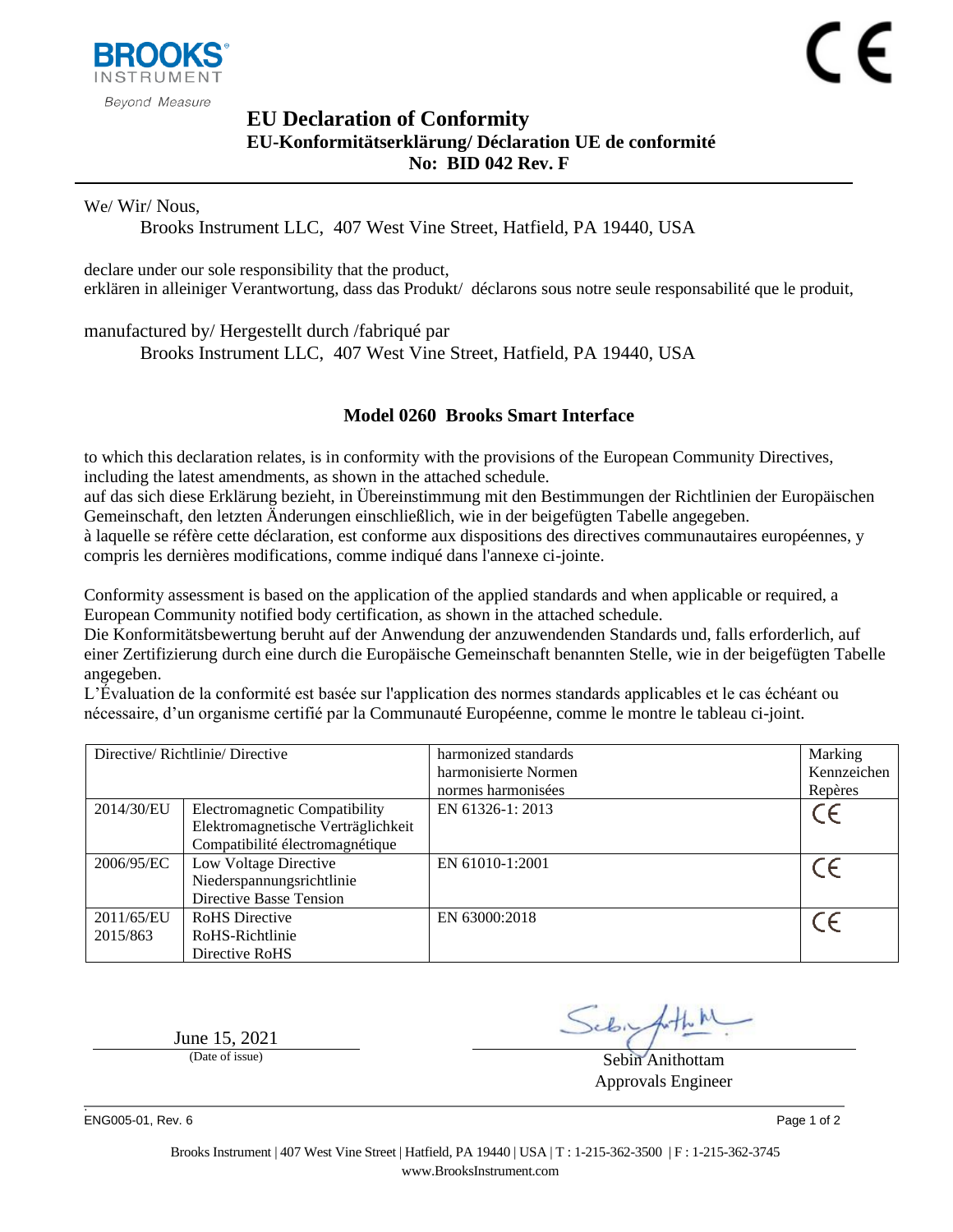# EU Declaration of Conformity

## EU-Konformitätserklärung/ Déclaration UE de conformité

## No: BID 042 Rev. F

We/ Wir/ Nous,

Brooks Instrument LLC, 407 West Vine Street, Hatfield, PA 19440, USA

declare under our sole responsibility that the product,
erklären in alleiniger Verantwortung, dass das Produkt/ déclarons sous notre seule responsabilité que le produit,

manufactured by/ Hergestellt durch /fabriqué par

Brooks Instrument LLC, 407 West Vine Street, Hatfield, PA 19440, USA

**Model 0260 Brooks Smart Interface**

to which this declaration relates, is in conformity with the provisions of the European Community Directives, including the latest amendments, as shown in the attached schedule.
auf das sich diese Erklärung bezieht, in Übereinstimmung mit den Bestimmungen der Richtlinien der Europäischen Gemeinschaft, den letzten Änderungen einschließlich, wie in der beigefügten Tabelle angegeben.
à laquelle se réfère cette déclaration, est conforme aux dispositions des directives communautaires européennes, y compris les dernières modifications, comme indiqué dans l'annexe ci-jointe.

Conformity assessment is based on the application of the applied standards and when applicable or required, a European Community notified body certification, as shown in the attached schedule.
Die Konformitätsbewertung beruht auf der Anwendung der anzuwendenden Standards und, falls erforderlich, auf einer Zertifizierung durch eine durch die Europäische Gemeinschaft benannten Stelle, wie in der beigefügten Tabelle angegeben.
L'Évaluation de la conformité est basée sur l'application des normes standards applicables et le cas échéant ou nécessaire, d'un organisme certifié par la Communauté Européenne, comme le montre le tableau ci-joint.

| Directive/ Richtlinie/ Directive | | harmonized standards harmonisierte Normen normes harmonisées | Marking Kennzeichen Repères |
|---|---|---|---|
| 2014/30/EU | Electromagnetic Compatibility Elektromagnetische Verträglichkeit Compatibilité électromagnétique | EN 61326-1: 2013 | CE |
| 2006/95/EC | Low Voltage Directive Niederspannungsrichtlinie Directive Basse Tension | EN 61010-1:2001 | CE |
| 2011/65/EU 2015/863 | RoHS Directive RoHS-Richtlinie Directive RoHS | EN 63000:2018 | CE |

June 15, 2021
(Date of issue)

Sebin Anithottam
Approvals Engineer

ENG005-01, Rev. 6

Brooks Instrument | 407 West Vine Street | Hatfield, PA 19440 | USA | T : 1-215-362-3500 | F : 1-215-362-3745
www.BrooksInstrument.com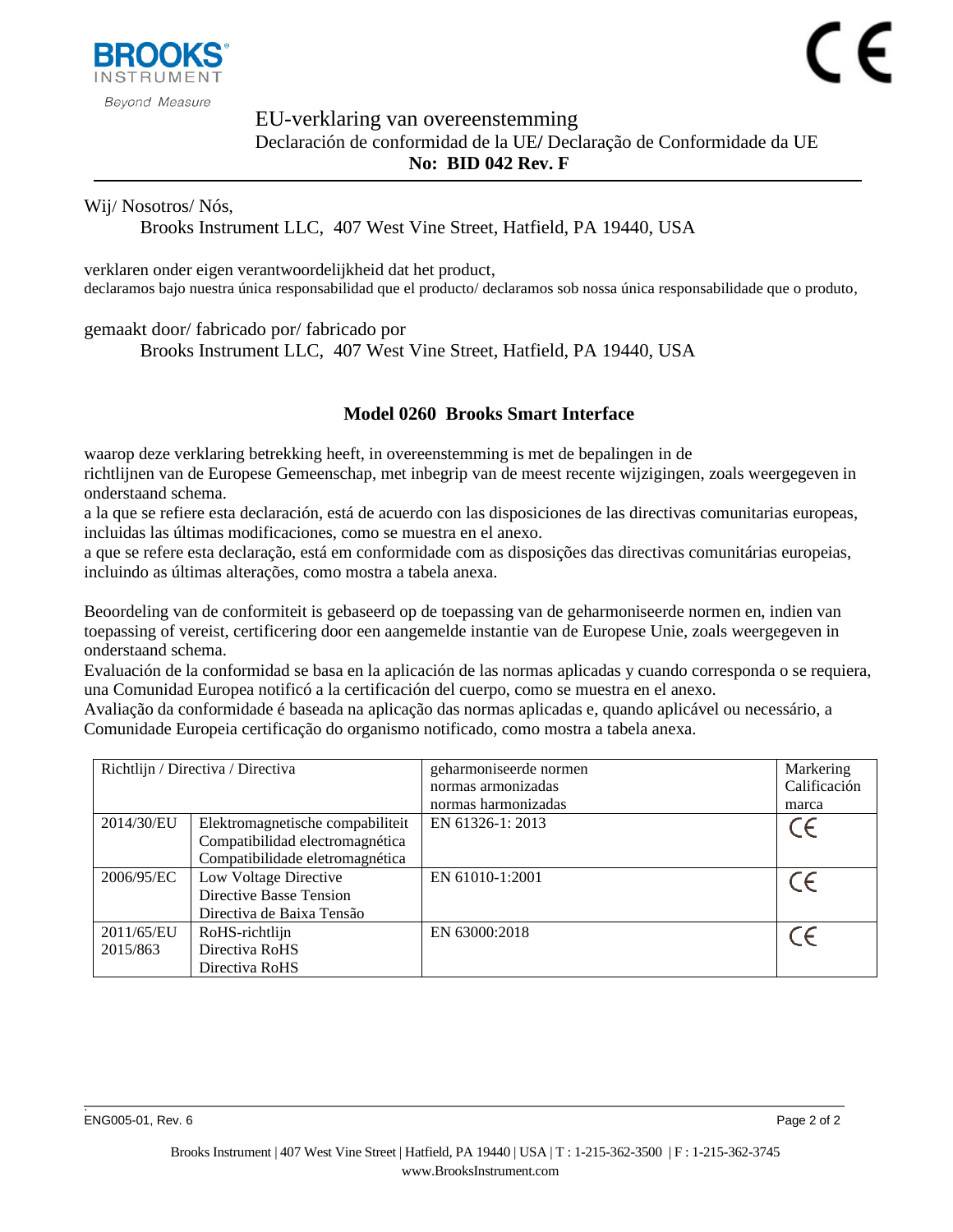# EU-verklaring van overeenstemming

Declaración de conformidad de la UE/ Declaração de Conformidade da UE

**No: BID 042 Rev. F**

Wij/ Nosotros/ Nós,

Brooks Instrument LLC, 407 West Vine Street, Hatfield, PA 19440, USA

verklaren onder eigen verantwoordelijkheid dat het product,
declaramos bajo nuestra única responsabilidad que el producto/ declaramos sob nossa única responsabilidade que o produto,

gemaakt door/ fabricado por/ fabricado por

Brooks Instrument LLC, 407 West Vine Street, Hatfield, PA 19440, USA

**Model 0260 Brooks Smart Interface**

waarop deze verklaring betrekking heeft, in overeenstemming is met de bepalingen in de richtlijnen van de Europese Gemeenschap, met inbegrip van de meest recente wijzigingen, zoals weergegeven in onderstaand schema.
a la que se refiere esta declaración, está de acuerdo con las disposiciones de las directivas comunitarias europeas, incluidas las últimas modificaciones, como se muestra en el anexo.
a que se refere esta declaração, está em conformidade com as disposições das directivas comunitárias europeias, incluindo as últimas alterações, como mostra a tabela anexa.

Beoordeling van de conformiteit is gebaseerd op de toepassing van de geharmoniseerde normen en, indien van toepassing of vereist, certificering door een aangemelde instantie van de Europese Unie, zoals weergegeven in onderstaand schema.
Evaluación de la conformidad se basa en la aplicación de las normas aplicadas y cuando corresponda o se requiera, una Comunidad Europea notificó a la certificación del cuerpo, como se muestra en el anexo.
Avaliação da conformidade é baseada na aplicação das normas aplicadas e, quando aplicável ou necessário, a Comunidade Europeia certificação do organismo notificado, como mostra a tabela anexa.

| Richtlijn / Directiva / Directiva | | geharmoniseerde normen<br>normas armonizadas<br>normas harmonizadas | Markering<br>Calificación<br>marca |
|---|---|---|---|
| 2014/30/EU | Elektromagnetische compabiliteit<br>Compatibilidad electromagnética<br>Compatibilidade eletromagnética | EN 61326-1: 2013 | CE |
| 2006/95/EC | Low Voltage Directive<br>Directive Basse Tension<br>Directiva de Baixa Tensão | EN 61010-1:2001 | CE |
| 2011/65/EU<br>2015/863 | RoHS-richtlijn<br>Directiva RoHS<br>Directiva RoHS | EN 63000:2018 | CE |

ENG005-01, Rev. 6

Brooks Instrument | 407 West Vine Street | Hatfield, PA 19440 | USA | T : 1-215-362-3500 | F : 1-215-362-3745
www.BrooksInstrument.com